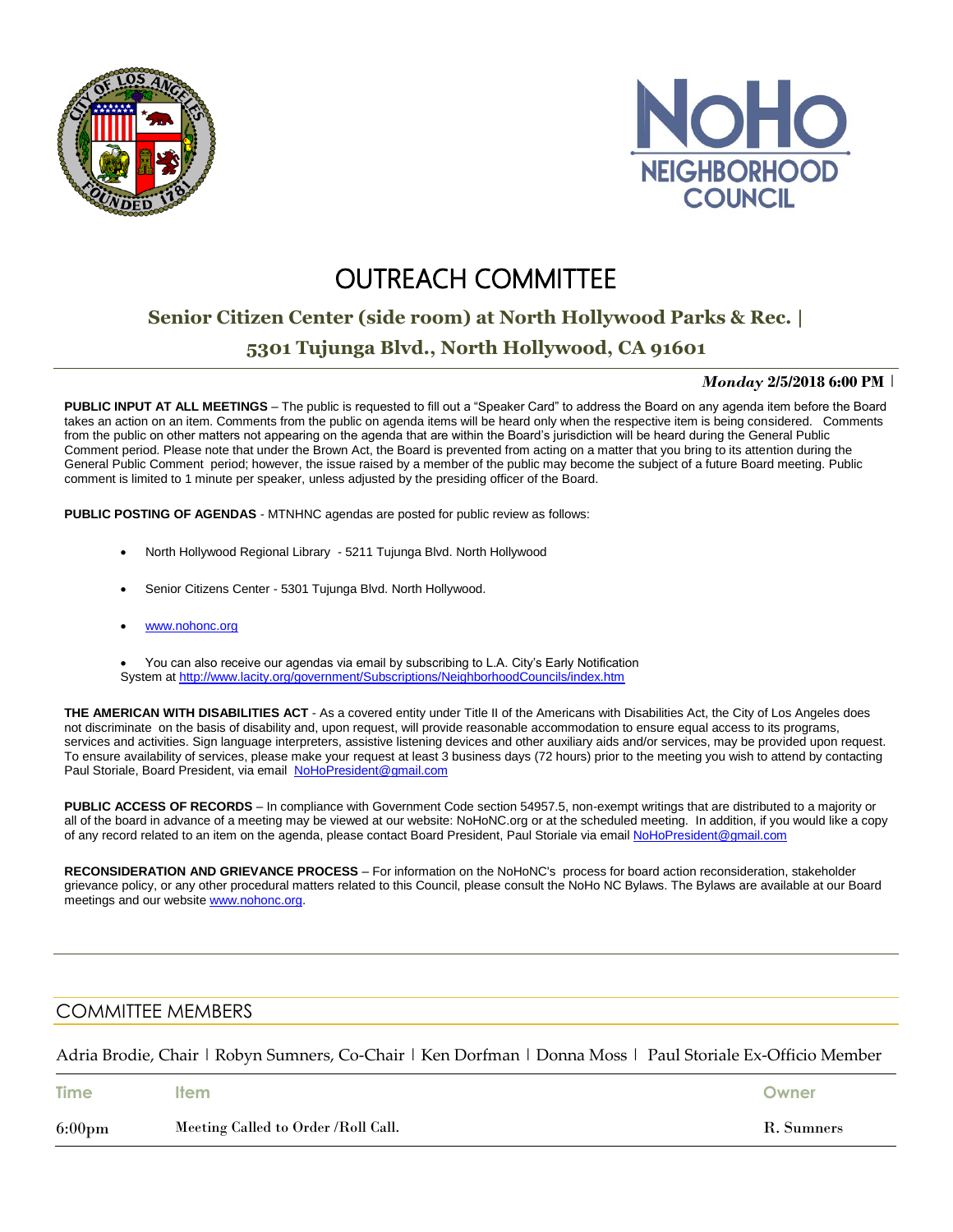# OUTREACH COMMITTEE

## Senior Citizen Center (side room) at North Hollywood Parks & Rec. | 5301 Tujunga Blvd., North Hollywood, CA 91601

***Monday*** **2/5/2018 6:00 PM** |

**PUBLIC INPUT AT ALL MEETINGS** – The public is requested to fill out a "Speaker Card" to address the Board on any agenda item before the Board takes an action on an item. Comments from the public on agenda items will be heard only when the respective item is being considered. Comments from the public on other matters not appearing on the agenda that are within the Board's jurisdiction will be heard during the General Public Comment period. Please note that under the Brown Act, the Board is prevented from acting on a matter that you bring to its attention during the General Public Comment period; however, the issue raised by a member of the public may become the subject of a future Board meeting. Public comment is limited to 1 minute per speaker, unless adjusted by the presiding officer of the Board.

**PUBLIC POSTING OF AGENDAS** - MTNHNC agendas are posted for public review as follows:

- North Hollywood Regional Library - 5211 Tujunga Blvd. North Hollywood
- Senior Citizens Center - 5301 Tujunga Blvd. North Hollywood.
- www.nohonc.org
- You can also receive our agendas via email by subscribing to L.A. City's Early Notification System at http://www.lacity.org/government/Subscriptions/NeighborhoodCouncils/index.htm

**THE AMERICAN WITH DISABILITIES ACT** - As a covered entity under Title II of the Americans with Disabilities Act, the City of Los Angeles does not discriminate on the basis of disability and, upon request, will provide reasonable accommodation to ensure equal access to its programs, services and activities. Sign language interpreters, assistive listening devices and other auxiliary aids and/or services, may be provided upon request. To ensure availability of services, please make your request at least 3 business days (72 hours) prior to the meeting you wish to attend by contacting Paul Storiale, Board President, via email NoHoPresident@gmail.com

**PUBLIC ACCESS OF RECORDS** – In compliance with Government Code section 54957.5, non-exempt writings that are distributed to a majority or all of the board in advance of a meeting may be viewed at our website: NoHoNC.org or at the scheduled meeting. In addition, if you would like a copy of any record related to an item on the agenda, please contact Board President, Paul Storiale via email NoHoPresident@gmail.com

**RECONSIDERATION AND GRIEVANCE PROCESS** – For information on the NoHoNC's process for board action reconsideration, stakeholder grievance policy, or any other procedural matters related to this Council, please consult the NoHo NC Bylaws. The Bylaws are available at our Board meetings and our website www.nohonc.org.

## COMMITTEE MEMBERS

Adria Brodie, Chair | Robyn Sumners, Co-Chair | Ken Dorfman | Donna Moss | Paul Storiale Ex-Officio Member

| Time | Item | Owner |
|---|---|---|
| 6:00pm | Meeting Called to Order /Roll Call. | R. Sumners |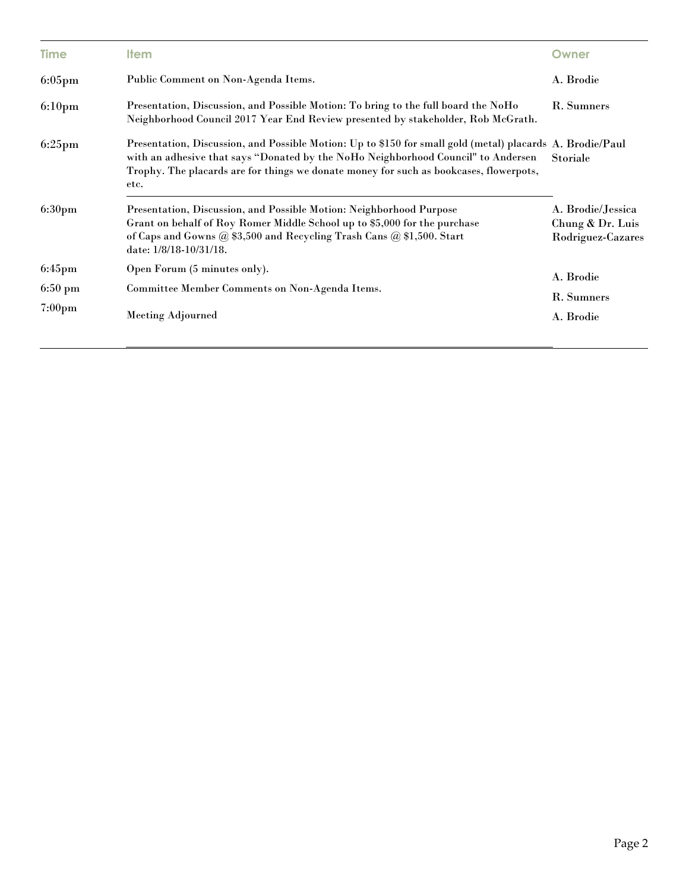| Time | Item | Owner |
| --- | --- | --- |
| 6:05pm | Public Comment on Non-Agenda Items. | A. Brodie |
| 6:10pm | Presentation, Discussion, and Possible Motion: To bring to the full board the NoHo Neighborhood Council 2017 Year End Review presented by stakeholder, Rob McGrath. | R. Sumners |
| 6:25pm | Presentation, Discussion, and Possible Motion: Up to $150 for small gold (metal) placards with an adhesive that says "Donated by the NoHo Neighborhood Council" to Andersen Trophy. The placards are for things we donate money for such as bookcases, flowerpots, etc. | A. Brodie/Paul Storiale |
| 6:30pm | Presentation, Discussion, and Possible Motion: Neighborhood Purpose Grant on behalf of Roy Romer Middle School up to $5,000 for the purchase of Caps and Gowns @ $3,500 and Recycling Trash Cans @ $1,500. Start date: 1/8/18-10/31/18. | A. Brodie/Jessica Chung & Dr. Luis Rodriguez-Cazares |
| 6:45pm | Open Forum (5 minutes only). | A. Brodie |
| 6:50 pm | Committee Member Comments on Non-Agenda Items. | R. Sumners |
| 7:00pm | Meeting Adjourned | A. Brodie |